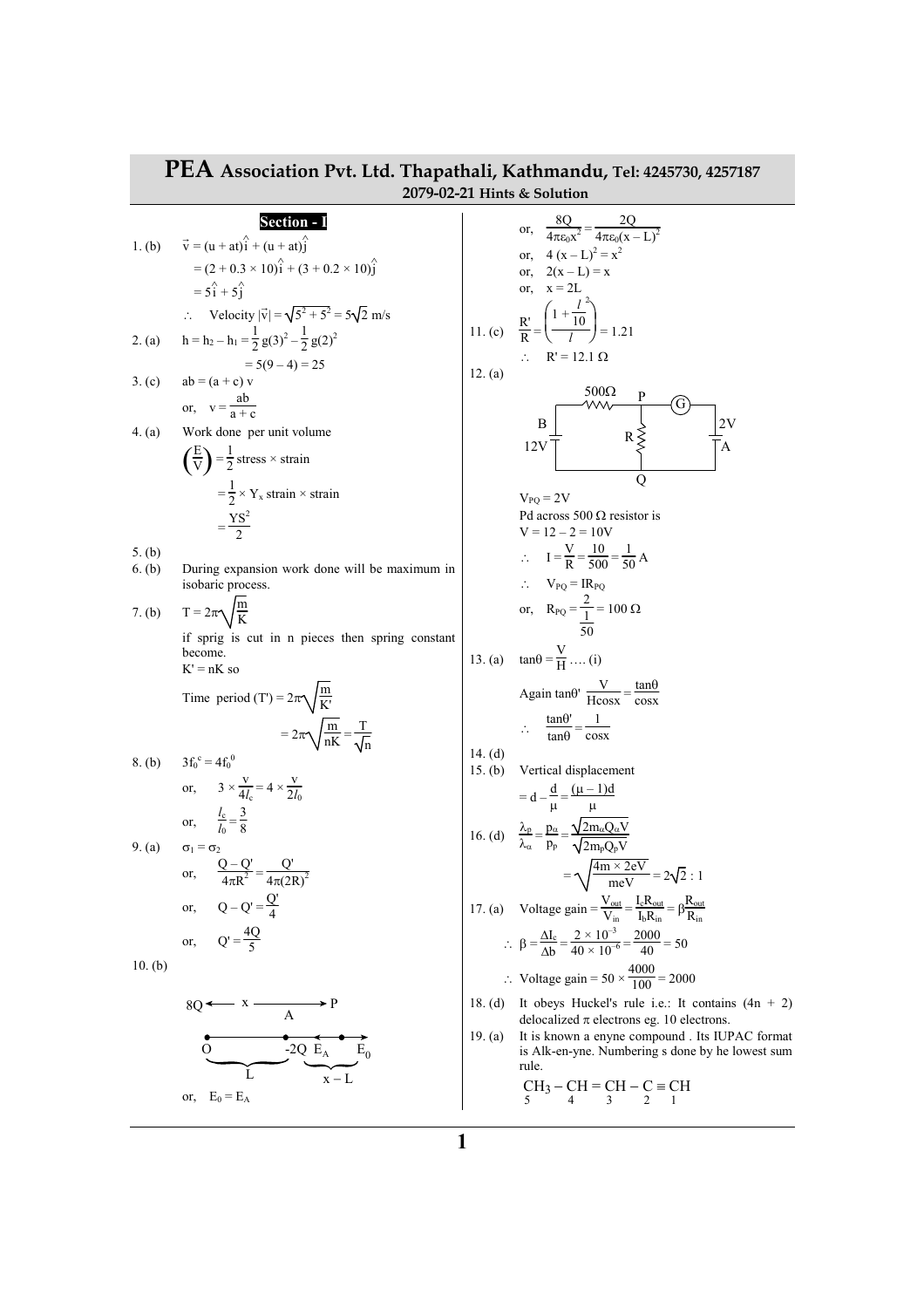# PEA Association Pvt. Ltd. Thapathali, Kathmandu, Tel: 4245730, 4257187

**2079-02-21 Hints & Solution**

## Section - I

1. (b) $\vec{v} = (u + at)\hat{i} + (u + at)\hat{j}$

$= (2 + 0.3 \times 10)\hat{i} + (3 + 0.2 \times 10)\hat{j}$

$= 5\hat{i} + 5\hat{j}$

$\therefore$ Velocity $|\vec{v}| = \sqrt{5^2 + 5^2} = 5\sqrt{2}$ m/s

2. (a) $h = h_2 - h_1 = \frac{1}{2}g(3)^2 - \frac{1}{2}g(2)^2$

$= 5(9 - 4) = 25$

3. (c) $ab = (a + c)\,v$

or, $v = \frac{ab}{a + c}$

4. (a) Work done per unit volume

$\left(\frac{E}{V}\right) = \frac{1}{2}$ stress × strain

$= \frac{1}{2} \times Y_x$ strain × strain

$= \frac{YS^2}{2}$

5. (b)

6. (b) During expansion work done will be maximum in isobaric process.

7. (b) $T = 2\pi\sqrt{\frac{m}{K}}$

if sprig is cut in n pieces then spring constant become.

$K' = nK$ so

Time period $(T') = 2\pi\sqrt{\frac{m}{K'}}$

$= 2\pi\sqrt{\frac{m}{nK}} = \frac{T}{\sqrt{n}}$

8. (b) $3f_0^c = 4f_0^0$

or, $3 \times \frac{v}{4l_c} = 4 \times \frac{v}{2l_0}$

or, $\frac{l_c}{l_0} = \frac{3}{8}$

9. (a) $\sigma_1 = \sigma_2$

or, $\frac{Q - Q'}{4\pi R^2} = \frac{Q'}{4\pi(2R)^2}$

or, $Q - Q' = \frac{Q'}{4}$

or, $Q' = \frac{4Q}{5}$

10. (b)

8Q ← x → P (A)

O ———— -2Q $E_A$ ——— $E_0$ (L, x – L)

or, $E_0 = E_A$

or, $\frac{8Q}{4\pi\varepsilon_0 x^2} = \frac{2Q}{4\pi\varepsilon_0(x - L)^2}$

or, $4(x - L)^2 = x^2$

or, $2(x - L) = x$

or, $x = 2L$

11. (c) $\frac{R'}{R} = \left(\frac{1 + \frac{l}{10}}{l}\right)^2 = 1.21$

$\therefore$ $R' = 12.1\ \Omega$

12. (a)

(Circuit: B 12V, 500Ω, P, G, 2V A, R between P and Q)

$V_{PQ} = 2V$

Pd across 500 Ω resistor is

$V = 12 - 2 = 10V$

$\therefore$ $I = \frac{V}{R} = \frac{10}{500} = \frac{1}{50}$ A

$\therefore$ $V_{PQ} = IR_{PQ}$

or, $R_{PQ} = \frac{2}{\frac{1}{50}} = 100\ \Omega$

13. (a) $\tan\theta = \frac{V}{H}$ …. (i)

Again $\tan\theta' = \frac{V}{H\cos x} = \frac{\tan\theta}{\cos x}$

$\therefore$ $\frac{\tan\theta'}{\tan\theta} = \frac{1}{\cos x}$

14. (d)

15. (b) Vertical displacement

$= d - \frac{d}{\mu} = \frac{(\mu - 1)d}{\mu}$

16. (d) $\frac{\lambda_p}{\lambda_\alpha} = \frac{p_\alpha}{p_p} = \frac{\sqrt{2m_\alpha Q_\alpha V}}{\sqrt{2m_p Q_p V}}$

$= \sqrt{\frac{4m \times 2eV}{meV}} = 2\sqrt{2} : 1$

17. (a) Voltage gain $= \frac{V_{out}}{V_{in}} = \frac{I_c R_{out}}{I_b R_{in}} = \beta\frac{R_{out}}{R_{in}}$

$\therefore$ $\beta = \frac{\Delta I_c}{\Delta b} = \frac{2 \times 10^{-3}}{40 \times 10^{-6}} = \frac{2000}{40} = 50$

$\therefore$ Voltage gain $= 50 \times \frac{4000}{100} = 2000$

18. (d) It obeys Huckel's rule i.e.: It contains (4n + 2) delocalized π electrons eg. 10 electrons.

19. (a) It is known a enyne compound . Its IUPAC format is Alk-en-yne. Numbering s done by he lowest sum rule.

$\underset{5}{CH_3} - \underset{4}{CH} = \underset{3}{CH} - \underset{2}{C} \equiv \underset{1}{CH}$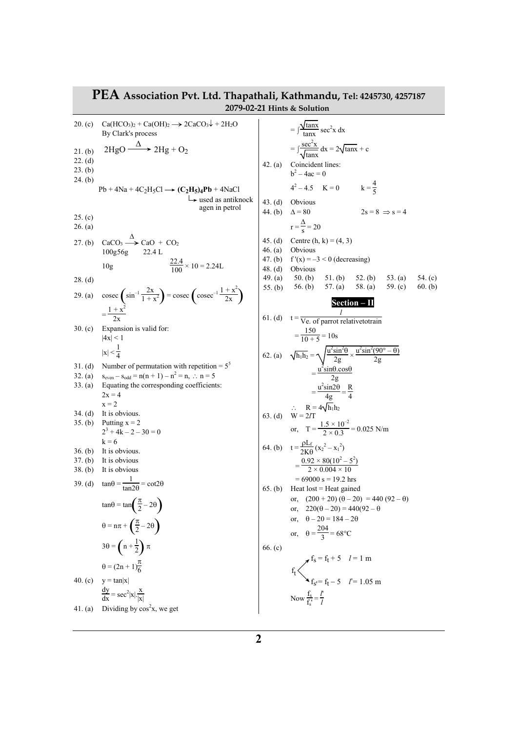# PEA Association Pvt. Ltd. Thapathali, Kathmandu, Tel: 4245730, 4257187

**2079-02-21 Hints & Solution**

20. (c) $Ca(HCO_3)_2 + Ca(OH)_2 \longrightarrow 2CaCO_3\downarrow + 2H_2O$
By Clark's process

21. (b) $2HgO \xrightarrow{\Delta} 2Hg + O_2$

22. (d)

23. (b)

24. (b)
$Pb + 4Na + 4C_2H_5Cl \longrightarrow \mathbf{(C_2H_5)_4Pb} + 4NaCl$
↳ used as antiknock agen in petrol

25. (c)

26. (a)

27. (b) $CaCO_3 \xrightarrow{\Delta} CaO + CO_2$
100g56g 22.4 L
10g $\frac{22.4}{100} \times 10 = 2.24L$

28. (d)

29. (a) $\text{cosec}\left(\sin^{-1}\frac{2x}{1+x^2}\right) = \text{cosec}\left(\text{cosec}^{-1}\frac{1+x^2}{2x}\right)$
$= \frac{1+x^2}{2x}$

30. (c) Expansion is valid for:
$|4x| < 1$
$|x| < \frac{1}{4}$

31. (d) Number of permutation with repetition $= 5^5$

32. (a) $s_{even} - s_{odd} = n(n+1) - n^2 = n, \therefore n = 5$

33. (a) Equating the corresponding coefficients:
$2x = 4$
$x = 2$

34. (d) It is obvious.

35. (b) Putting $x = 2$
$2^3 + 4k - 2 - 30 = 0$
$k = 6$

36. (b) It is obvious.

37. (b) It is obvious

38. (b) It is obvious

39. (d) $\tan\theta = \frac{1}{\tan 2\theta} = \cot 2\theta$
$\tan\theta = \tan\left(\frac{\pi}{2} - 2\theta\right)$
$\theta = n\pi + \left(\frac{\pi}{2} - 2\theta\right)$
$3\theta = \left(n + \frac{1}{2}\right)\pi$
$\theta = (2n+1)\frac{\pi}{6}$

40. (c) $y = \tan|x|$
$\frac{dy}{dx} = \sec^2|x|.\frac{x}{|x|}$

41. (a) Dividing by $\cos^2x$, we get
$= \int\frac{\sqrt{\tan x}}{\tan x}\sec^2x\,dx$
$= \int\frac{\sec^2x}{\sqrt{\tan x}}dx = 2\sqrt{\tan x} + c$

42. (a) Coincident lines:
$b^2 - 4ac = 0$
$4^2 - 4.5 \quad K = 0 \qquad k = \frac{4}{5}$

43. (d) Obvious

44. (b) $\Delta = 80 \qquad 2s = 8 \Rightarrow s = 4$
$r = \frac{\Delta}{s} = 20$

45. (d) Centre $(h, k) = (4, 3)$

46. (a) Obvious

47. (b) $f'(x) = -3 < 0$ (decreasing)

48. (d) Obvious

49. (a) 50. (b) 51. (b) 52. (b) 53. (a) 54. (c)

55. (b) 56. (b) 57. (a) 58. (a) 59. (c) 60. (b)

## Section – II

61. (d) $t = \frac{l}{\text{Ve. of parrot relativetotrain}}$
$= \frac{150}{10+5} = 10s$

62. (a) $\sqrt{h_1h_2} = \sqrt{\frac{u^2\sin^2\theta}{2g} \times \frac{u^2\sin^2(90° - \theta)}{2g}}$
$= \frac{u^2\sin\theta.\cos\theta}{2g}$
$= \frac{u^2\sin2\theta}{4g} = \frac{R}{4}$
$\therefore \quad R = 4\sqrt{h_1h_2}$

63. (d) $W = 2lT$
or, $\quad T = \frac{1.5 \times 10^{-2}}{2 \times 0.3} = 0.025$ N/m

64. (b) $t = \frac{\rho L_f}{2K\theta}(x_2^2 - x_1^2)$
$= \frac{0.92 \times 80(10^2 - 5^2)}{2 \times 0.004 \times 10}$
$= 69000$ s $= 19.2$ hrs

65. (b) Heat lost = Heat gained
or, $\quad (200 + 20)(\theta - 20) = 440(92 - \theta)$
or, $\quad 220(\theta - 20) = 440(92 - \theta$
or, $\quad \theta - 20 = 184 - 2\theta$
or, $\quad \theta = \frac{204}{3} = 68°C$

66. (c)
$f_t$: $f_s = f_t + 5 \quad l = 1$ m
$f_{s'} = f_t - 5 \quad l' = 1.05$ m
Now $\frac{f_s}{f_s'} = \frac{l'}{l}$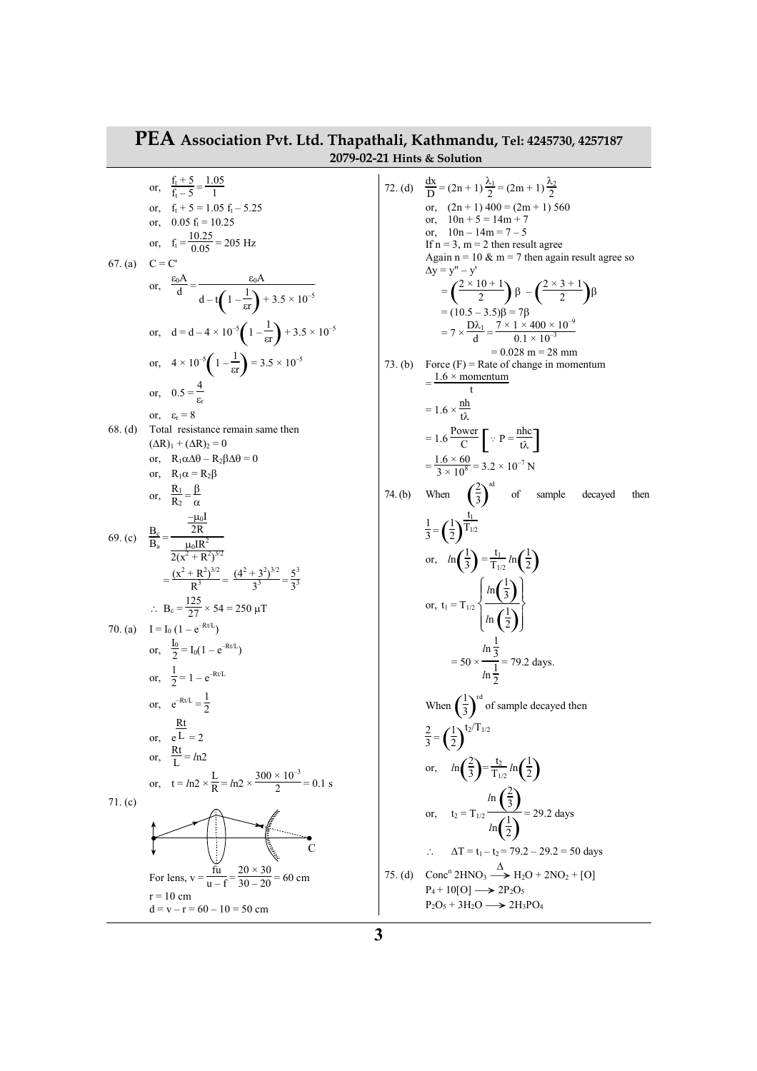or, $\frac{f_t + 5}{f_t - 5} = \frac{1.05}{1}$

or, $f_t + 5 = 1.05 f_t - 5.25$

or, $0.05 f_t = 10.25$

or, $f_t = \frac{10.25}{0.05} = 205$ Hz

67. (a) $C = C'$

or, $\frac{\varepsilon_0 A}{d} = \frac{\varepsilon_0 A}{d - t\left(1 - \frac{1}{\varepsilon r}\right) + 3.5 \times 10^{-5}}$

or, $d = d - 4 \times 10^{-5}\left(1 - \frac{1}{\varepsilon r}\right) + 3.5 \times 10^{-5}$

or, $4 \times 10^{-5}\left(1 - \frac{1}{\varepsilon r}\right) = 3.5 \times 10^{-5}$

or, $0.5 = \frac{4}{\varepsilon_r}$

or, $\varepsilon_r = 8$

68. (d) Total resistance remain same then

$(\Delta R)_1 + (\Delta R)_2 = 0$

or, $R_1\alpha\Delta\theta - R_2\beta\Delta\theta = 0$

or, $R_1\alpha = R_2\beta$

or, $\frac{R_1}{R_2} = \frac{\beta}{\alpha}$

69. (c) $\frac{B_c}{B_a} = \frac{\frac{-\mu_0 I}{2R}}{\frac{\mu_0 I R^2}{2(x^2 + R^2)^{3/2}}}$

$= \frac{(x^2 + R^2)^{3/2}}{R^3} = \frac{(4^2 + 3^2)^{3/2}}{3^3} = \frac{5^3}{3^3}$

$\therefore B_c = \frac{125}{27} \times 54 = 250\ \mu T$

70. (a) $I = I_0 (1 - e^{-Rt/L})$

or, $\frac{I_0}{2} = I_0(1 - e^{-Rt/L})$

or, $\frac{1}{2} = 1 - e^{-Rt/L}$

or, $e^{-Rt/L} = \frac{1}{2}$

or, $e^{\frac{Rt}{L}} = 2$

or, $\frac{Rt}{L} = ln2$

or, $t = ln2 \times \frac{L}{R} = ln2 \times \frac{300 \times 10^{-3}}{2} = 0.1$ s

71. (c)

For lens, $v = \frac{fu}{u - f} = \frac{20 \times 30}{30 - 20} = 60$ cm

$r = 10$ cm

$d = v - r = 60 - 10 = 50$ cm

72. (d) $\frac{dx}{D} = (2n + 1)\frac{\lambda_1}{2} = (2m + 1)\frac{\lambda_2}{2}$

or, $(2n + 1)\ 400 = (2m + 1)\ 560$

or, $10n + 5 = 14m + 7$

or, $10n - 14m = 7 - 5$

If $n = 3$, $m = 2$ then result agree

Again $n = 10$ & $m = 7$ then again result agree so

$\Delta y = y'' - y'$

$= \left(\frac{2 \times 10 + 1}{2}\right)\beta - \left(\frac{2 \times 3 + 1}{2}\right)\beta$

$= (10.5 - 3.5)\beta = 7\beta$

$= 7 \times \frac{D\lambda_1}{d} = \frac{7 \times 1 \times 400 \times 10^{-9}}{0.1 \times 10^{-3}}$

$= 0.028$ m $= 28$ mm

73. (b) Force (F) = Rate of change in momentum

$= \frac{1.6 \times \text{momentum}}{t}$

$= 1.6 \times \frac{nh}{t\lambda}$

$= 1.6\frac{\text{Power}}{C}\left[\because P = \frac{nhc}{t\lambda}\right]$

$= \frac{1.6 \times 60}{3 \times 10^8} = 3.2 \times 10^{-7}$ N

74. (b) When $\left(\frac{2}{3}\right)^{rd}$ of sample decayed then

$\frac{1}{3} = \left(\frac{1}{2}\right)^{\frac{t_1}{T_{1/2}}}$

or, $ln\left(\frac{1}{3}\right) = \frac{t_1}{T_{1/2}} ln\left(\frac{1}{2}\right)$

or, $t_1 = T_{1/2}\left\{\frac{ln\left(\frac{1}{3}\right)}{ln\left(\frac{1}{2}\right)}\right\}$

$= 50 \times \frac{ln\frac{1}{3}}{ln\frac{1}{2}} = 79.2$ days.

When $\left(\frac{1}{3}\right)^{rd}$ of sample decayed then

$\frac{2}{3} = \left(\frac{1}{2}\right)^{t_2/T_{1/2}}$

or, $ln\left(\frac{2}{3}\right) = \frac{t_2}{T_{1/2}} ln\left(\frac{1}{2}\right)$

or, $t_2 = T_{1/2}\frac{ln\left(\frac{2}{3}\right)}{ln\left(\frac{1}{2}\right)} = 29.2$ days

$\therefore \Delta T = t_1 - t_2 = 79.2 - 29.2 = 50$ days

75. (d) Conc$^n$ $2HNO_3 \xrightarrow{\Delta} H_2O + 2NO_2 + [O]$

$P_4 + 10[O] \longrightarrow 2P_2O_5$

$P_2O_5 + 3H_2O \longrightarrow 2H_3PO_4$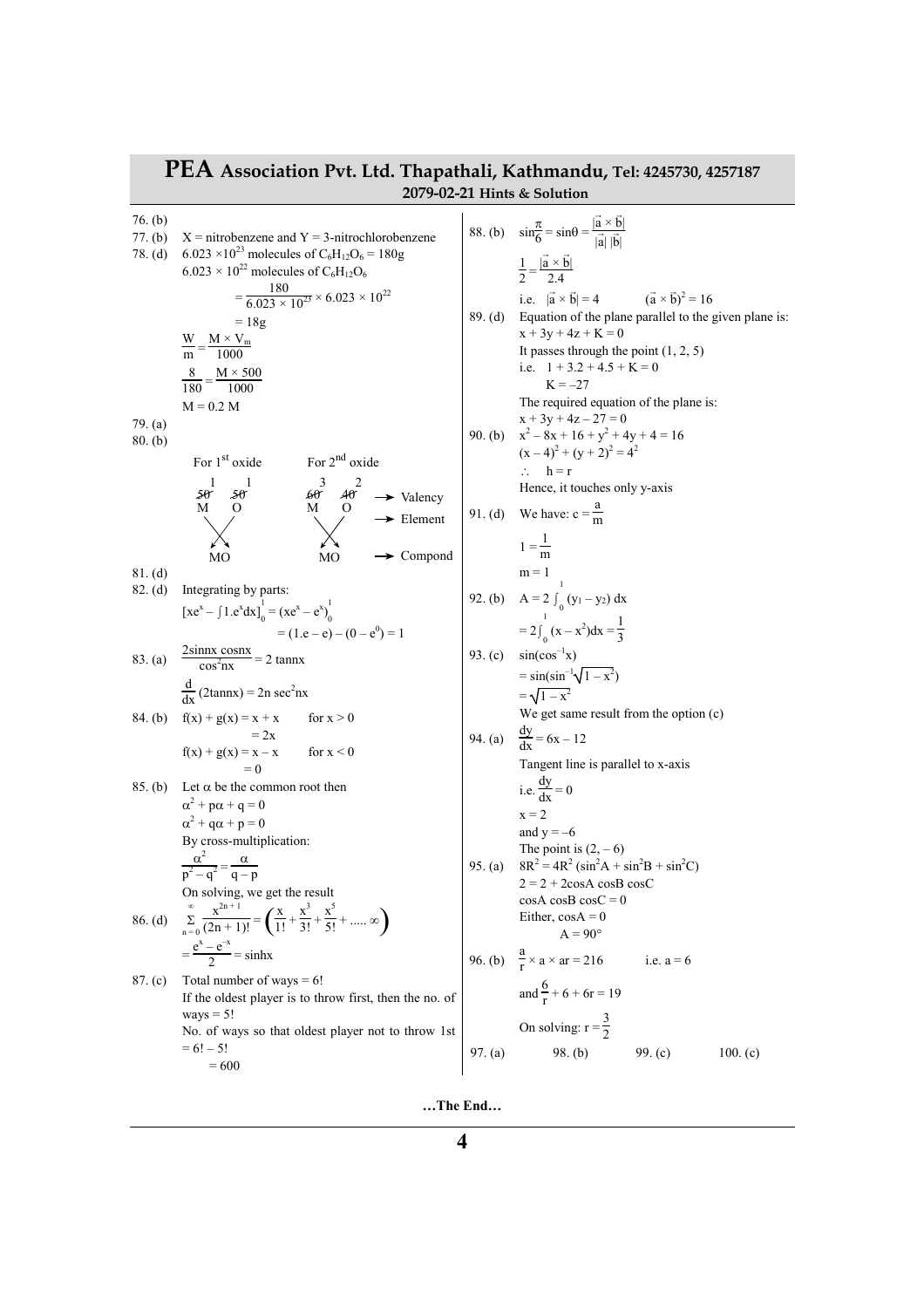# PEA Association Pvt. Ltd. Thapathali, Kathmandu, Tel: 4245730, 4257187

## 2079-02-21 Hints & Solution

76. (b)

77. (b) X = nitrobenzene and Y = 3-nitrochlorobenzene

78. (d) $6.023 \times 10^{23}$ molecules of $C_6H_{12}O_6$ = 180g

$6.023 \times 10^{22}$ molecules of $C_6H_{12}O_6$

$$= \frac{180}{6.023 \times 10^{23}} \times 6.023 \times 10^{22}$$

$$= 18g$$

$$\frac{W}{m} = \frac{M \times V_m}{1000}$$

$$\frac{8}{180} = \frac{M \times 500}{1000}$$

$$M = 0.2\ M$$

79. (a)

80. (b)

For 1st oxide: $\frac{50}{50}$ → 1 (M), $\frac{50}{50}$ → 1 (O) → MO

For 2nd oxide: $\frac{60}{20}$ → 3 (M), $\frac{40}{20}$ → 2 (O) → MO

→ Valency
→ Element
→ Compond

81. (d)

82. (d) Integrating by parts:

$$[xe^x - \int 1.e^x dx]_0^1 = (xe^x - e^x)_0^1$$

$$= (1.e - e) - (0 - e^0) = 1$$

83. (a) $\frac{2\sin nx \cos nx}{\cos^2 nx} = 2\tan nx$

$$\frac{d}{dx}(2\tan nx) = 2n\sec^2 nx$$

84. (b) $f(x) + g(x) = x + x$ for $x > 0$

$= 2x$

$f(x) + g(x) = x - x$ for $x < 0$

$= 0$

85. (b) Let $\alpha$ be the common root then

$\alpha^2 + p\alpha + q = 0$

$\alpha^2 + q\alpha + p = 0$

By cross-multiplication:

$$\frac{\alpha^2}{p^2 - q^2} = \frac{\alpha}{q - p}$$

On solving, we get the result

86. (d) $\sum_{n=0}^{\infty} \frac{x^{2n+1}}{(2n+1)!} = \left(\frac{x}{1!} + \frac{x^3}{3!} + \frac{x^5}{5!} + \ldots\ldots \infty\right)$

$$= \frac{e^x - e^{-x}}{2} = \sinh x$$

87. (c) Total number of ways = 6!

If the oldest player is to throw first, then the no. of ways = 5!

No. of ways so that oldest player not to throw 1st = 6! – 5!

= 600

88. (b) $\sin\frac{\pi}{6} = \sin\theta = \frac{|\vec{a} \times \vec{b}|}{|\vec{a}|\,|\vec{b}|}$

$$\frac{1}{2} = \frac{|\vec{a} \times \vec{b}|}{2.4}$$

i.e. $|\vec{a} \times \vec{b}| = 4$ $\quad (\vec{a} \times \vec{b})^2 = 16$

89. (d) Equation of the plane parallel to the given plane is:

$x + 3y + 4z + K = 0$

It passes through the point (1, 2, 5)

i.e. $1 + 3.2 + 4.5 + K = 0$

$K = -27$

The required equation of the plane is:

$x + 3y + 4z - 27 = 0$

90. (b) $x^2 - 8x + 16 + y^2 + 4y + 4 = 16$

$(x - 4)^2 + (y + 2)^2 = 4^2$

$\therefore\ h = r$

Hence, it touches only y-axis

91. (d) We have: $c = \frac{a}{m}$

$$1 = \frac{1}{m}$$

$$m = 1$$

92. (b) $A = 2\int_0^1 (y_1 - y_2)\,dx$

$$= 2\int_0^1 (x - x^2)dx = \frac{1}{3}$$

93. (c) $\sin(\cos^{-1}x)$

$= \sin(\sin^{-1}\sqrt{1 - x^2})$

$= \sqrt{1 - x^2}$

We get same result from the option (c)

94. (a) $\frac{dy}{dx} = 6x - 12$

Tangent line is parallel to x-axis

i.e. $\frac{dy}{dx} = 0$

$x = 2$

and $y = -6$

The point is (2, – 6)

95. (a) $8R^2 = 4R^2(\sin^2A + \sin^2B + \sin^2C)$

$2 = 2 + 2\cos A \cos B \cos C$

$\cos A \cos B \cos C = 0$

Either, $\cos A = 0$

$A = 90°$

96. (b) $\frac{a}{r} \times a \times ar = 216$ $\quad$ i.e. $a = 6$

and $\frac{6}{r} + 6 + 6r = 19$

On solving: $r = \frac{3}{2}$

97. (a) $\quad$ 98. (b) $\quad$ 99. (c) $\quad$ 100. (c)

…The End…